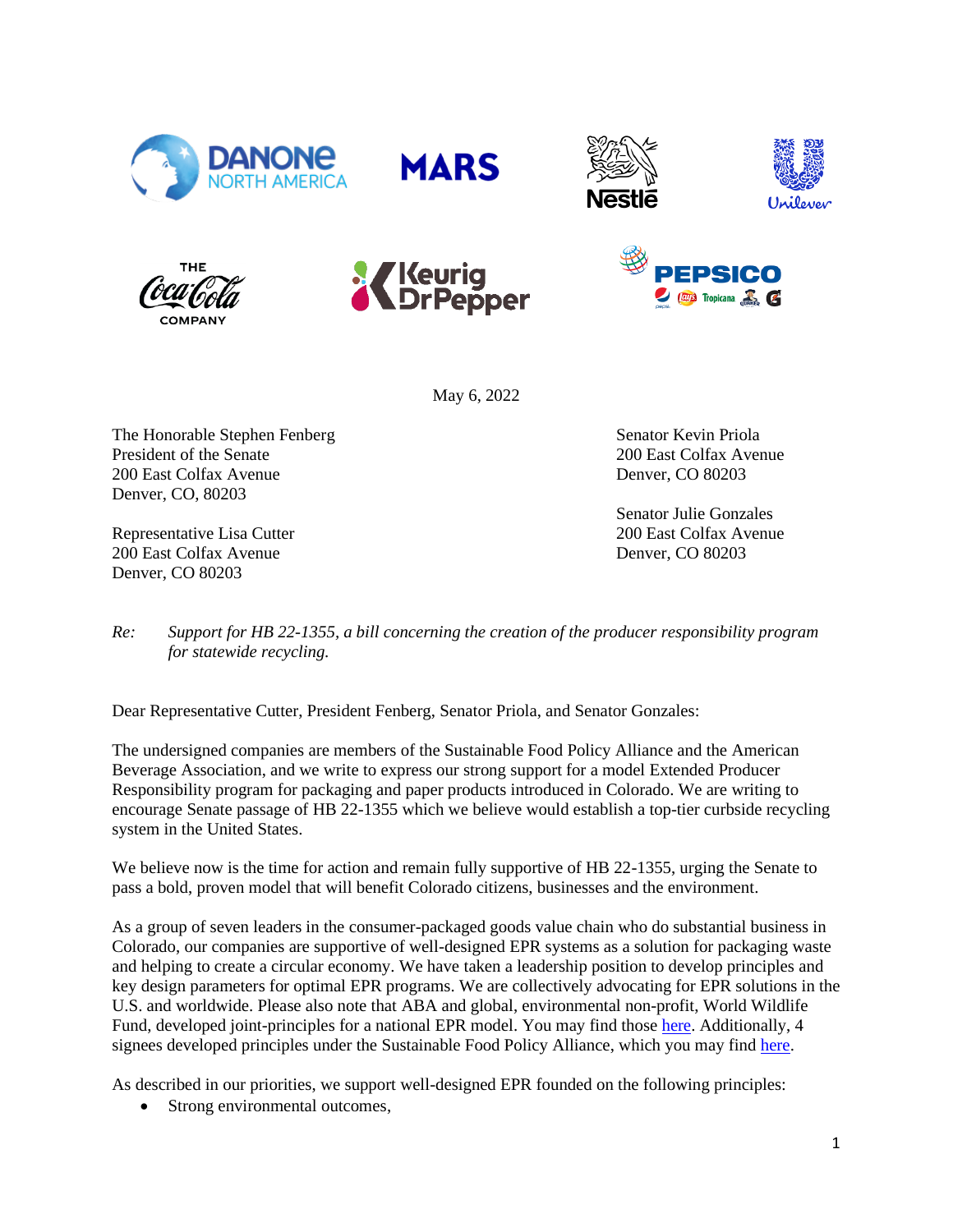May 6, 2022

The Honorable Stephen Fenberg
President of the Senate
200 East Colfax Avenue
Denver, CO, 80203

Representative Lisa Cutter
200 East Colfax Avenue
Denver, CO 80203

Senator Kevin Priola
200 East Colfax Avenue
Denver, CO 80203

Senator Julie Gonzales
200 East Colfax Avenue
Denver, CO 80203

*Re: Support for HB 22-1355, a bill concerning the creation of the producer responsibility program for statewide recycling.*

Dear Representative Cutter, President Fenberg, Senator Priola, and Senator Gonzales:

The undersigned companies are members of the Sustainable Food Policy Alliance and the American Beverage Association, and we write to express our strong support for a model Extended Producer Responsibility program for packaging and paper products introduced in Colorado. We are writing to encourage Senate passage of HB 22-1355 which we believe would establish a top-tier curbside recycling system in the United States.

We believe now is the time for action and remain fully supportive of HB 22-1355, urging the Senate to pass a bold, proven model that will benefit Colorado citizens, businesses and the environment.

As a group of seven leaders in the consumer-packaged goods value chain who do substantial business in Colorado, our companies are supportive of well-designed EPR systems as a solution for packaging waste and helping to create a circular economy. We have taken a leadership position to develop principles and key design parameters for optimal EPR programs. We are collectively advocating for EPR solutions in the U.S. and worldwide. Please also note that ABA and global, environmental non-profit, World Wildlife Fund, developed joint-principles for a national EPR model. You may find those here. Additionally, 4 signees developed principles under the Sustainable Food Policy Alliance, which you may find here.

As described in our priorities, we support well-designed EPR founded on the following principles:

- Strong environmental outcomes,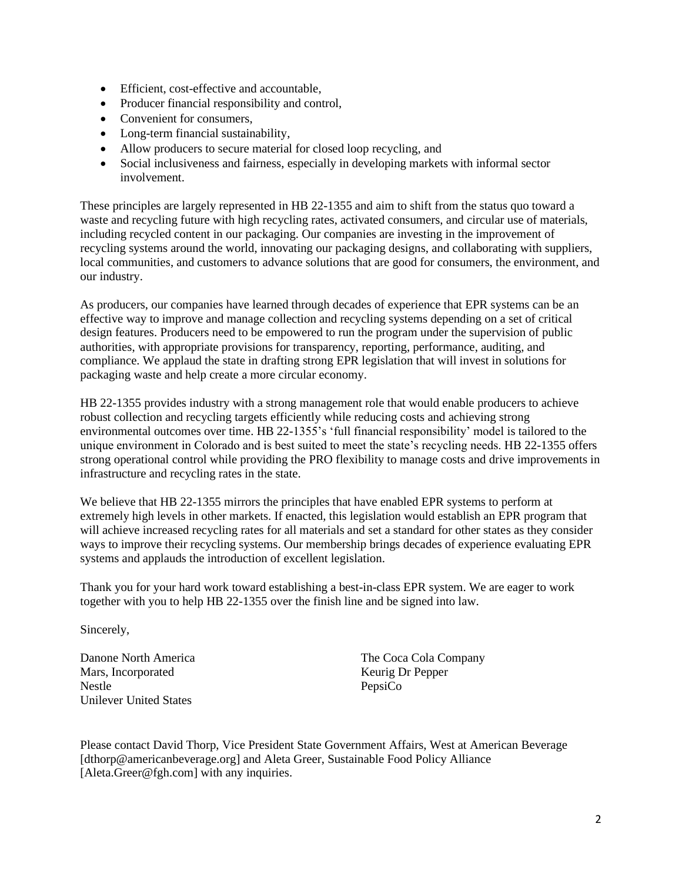- Efficient, cost-effective and accountable,
- Producer financial responsibility and control,
- Convenient for consumers,
- Long-term financial sustainability,
- Allow producers to secure material for closed loop recycling, and
- Social inclusiveness and fairness, especially in developing markets with informal sector involvement.

These principles are largely represented in HB 22-1355 and aim to shift from the status quo toward a waste and recycling future with high recycling rates, activated consumers, and circular use of materials, including recycled content in our packaging. Our companies are investing in the improvement of recycling systems around the world, innovating our packaging designs, and collaborating with suppliers, local communities, and customers to advance solutions that are good for consumers, the environment, and our industry.

As producers, our companies have learned through decades of experience that EPR systems can be an effective way to improve and manage collection and recycling systems depending on a set of critical design features. Producers need to be empowered to run the program under the supervision of public authorities, with appropriate provisions for transparency, reporting, performance, auditing, and compliance. We applaud the state in drafting strong EPR legislation that will invest in solutions for packaging waste and help create a more circular economy.

HB 22-1355 provides industry with a strong management role that would enable producers to achieve robust collection and recycling targets efficiently while reducing costs and achieving strong environmental outcomes over time. HB 22-1355's 'full financial responsibility' model is tailored to the unique environment in Colorado and is best suited to meet the state's recycling needs. HB 22-1355 offers strong operational control while providing the PRO flexibility to manage costs and drive improvements in infrastructure and recycling rates in the state.

We believe that HB 22-1355 mirrors the principles that have enabled EPR systems to perform at extremely high levels in other markets. If enacted, this legislation would establish an EPR program that will achieve increased recycling rates for all materials and set a standard for other states as they consider ways to improve their recycling systems. Our membership brings decades of experience evaluating EPR systems and applauds the introduction of excellent legislation.

Thank you for your hard work toward establishing a best-in-class EPR system. We are eager to work together with you to help HB 22-1355 over the finish line and be signed into law.

Sincerely,

Danone North America
Mars, Incorporated
Nestle
Unilever United States

The Coca Cola Company
Keurig Dr Pepper
PepsiCo

Please contact David Thorp, Vice President State Government Affairs, West at American Beverage [dthorp@americanbeverage.org] and Aleta Greer, Sustainable Food Policy Alliance [Aleta.Greer@fgh.com] with any inquiries.